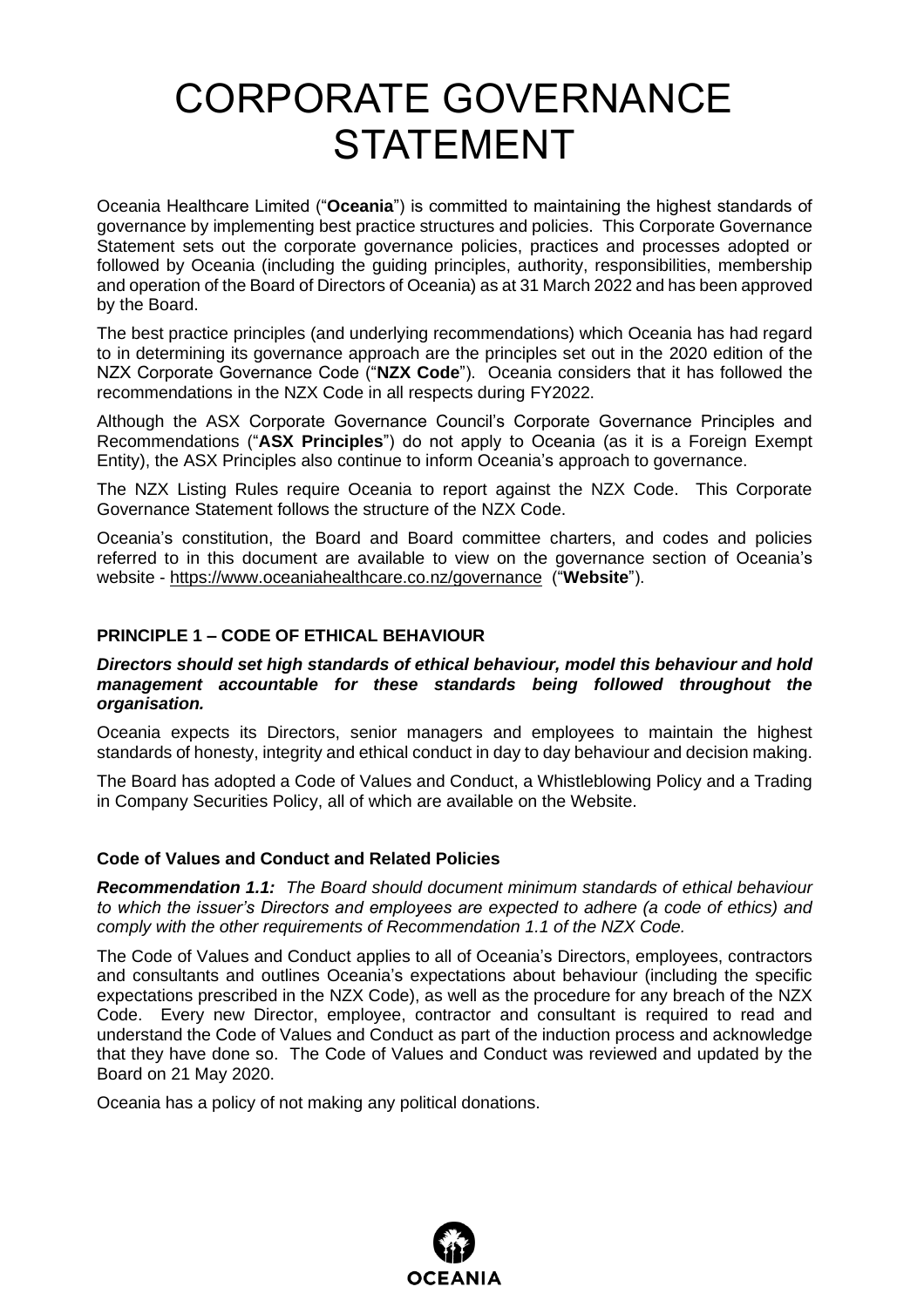# CORPORATE GOVERNANCE STATEMENT

Oceania Healthcare Limited ("**Oceania**") is committed to maintaining the highest standards of governance by implementing best practice structures and policies. This Corporate Governance Statement sets out the corporate governance policies, practices and processes adopted or followed by Oceania (including the guiding principles, authority, responsibilities, membership and operation of the Board of Directors of Oceania) as at 31 March 2022 and has been approved by the Board.

The best practice principles (and underlying recommendations) which Oceania has had regard to in determining its governance approach are the principles set out in the 2020 edition of the NZX Corporate Governance Code ("**NZX Code**"). Oceania considers that it has followed the recommendations in the NZX Code in all respects during FY2022.

Although the ASX Corporate Governance Council's Corporate Governance Principles and Recommendations ("**ASX Principles**") do not apply to Oceania (as it is a Foreign Exempt Entity), the ASX Principles also continue to inform Oceania's approach to governance.

The NZX Listing Rules require Oceania to report against the NZX Code. This Corporate Governance Statement follows the structure of the NZX Code.

Oceania's constitution, the Board and Board committee charters, and codes and policies referred to in this document are available to view on the governance section of Oceania's website - https://www.oceaniahealthcare.co.nz/governance ("**Website**").

## PRINCIPLE 1 – CODE OF ETHICAL BEHAVIOUR

***Directors should set high standards of ethical behaviour, model this behaviour and hold management accountable for these standards being followed throughout the organisation.***

Oceania expects its Directors, senior managers and employees to maintain the highest standards of honesty, integrity and ethical conduct in day to day behaviour and decision making.

The Board has adopted a Code of Values and Conduct, a Whistleblowing Policy and a Trading in Company Securities Policy, all of which are available on the Website.

### Code of Values and Conduct and Related Policies

***Recommendation 1.1:*** *The Board should document minimum standards of ethical behaviour to which the issuer's Directors and employees are expected to adhere (a code of ethics) and comply with the other requirements of Recommendation 1.1 of the NZX Code.*

The Code of Values and Conduct applies to all of Oceania's Directors, employees, contractors and consultants and outlines Oceania's expectations about behaviour (including the specific expectations prescribed in the NZX Code), as well as the procedure for any breach of the NZX Code. Every new Director, employee, contractor and consultant is required to read and understand the Code of Values and Conduct as part of the induction process and acknowledge that they have done so. The Code of Values and Conduct was reviewed and updated by the Board on 21 May 2020.

Oceania has a policy of not making any political donations.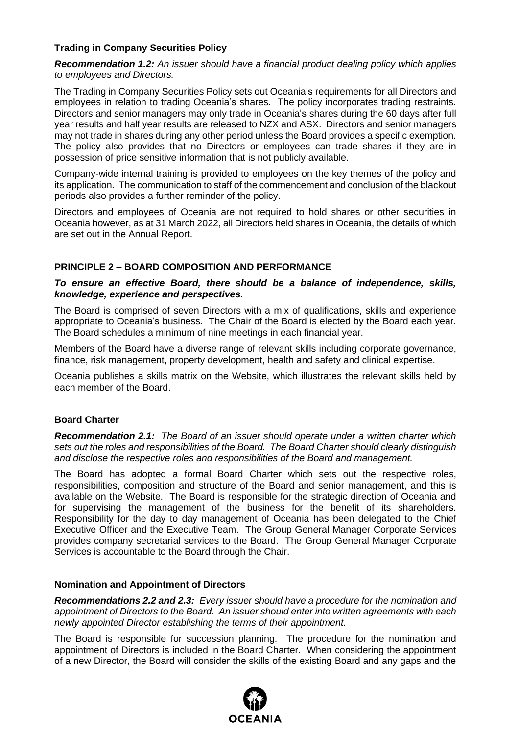### Trading in Company Securities Policy

***Recommendation 1.2:*** *An issuer should have a financial product dealing policy which applies to employees and Directors.*

The Trading in Company Securities Policy sets out Oceania's requirements for all Directors and employees in relation to trading Oceania's shares. The policy incorporates trading restraints. Directors and senior managers may only trade in Oceania's shares during the 60 days after full year results and half year results are released to NZX and ASX. Directors and senior managers may not trade in shares during any other period unless the Board provides a specific exemption. The policy also provides that no Directors or employees can trade shares if they are in possession of price sensitive information that is not publicly available.

Company-wide internal training is provided to employees on the key themes of the policy and its application. The communication to staff of the commencement and conclusion of the blackout periods also provides a further reminder of the policy.

Directors and employees of Oceania are not required to hold shares or other securities in Oceania however, as at 31 March 2022, all Directors held shares in Oceania, the details of which are set out in the Annual Report.

## PRINCIPLE 2 – BOARD COMPOSITION AND PERFORMANCE

***To ensure an effective Board, there should be a balance of independence, skills, knowledge, experience and perspectives.***

The Board is comprised of seven Directors with a mix of qualifications, skills and experience appropriate to Oceania's business. The Chair of the Board is elected by the Board each year. The Board schedules a minimum of nine meetings in each financial year.

Members of the Board have a diverse range of relevant skills including corporate governance, finance, risk management, property development, health and safety and clinical expertise.

Oceania publishes a skills matrix on the Website, which illustrates the relevant skills held by each member of the Board.

### Board Charter

***Recommendation 2.1:*** *The Board of an issuer should operate under a written charter which sets out the roles and responsibilities of the Board. The Board Charter should clearly distinguish and disclose the respective roles and responsibilities of the Board and management.*

The Board has adopted a formal Board Charter which sets out the respective roles, responsibilities, composition and structure of the Board and senior management, and this is available on the Website. The Board is responsible for the strategic direction of Oceania and for supervising the management of the business for the benefit of its shareholders. Responsibility for the day to day management of Oceania has been delegated to the Chief Executive Officer and the Executive Team. The Group General Manager Corporate Services provides company secretarial services to the Board. The Group General Manager Corporate Services is accountable to the Board through the Chair.

### Nomination and Appointment of Directors

***Recommendations 2.2 and 2.3:*** *Every issuer should have a procedure for the nomination and appointment of Directors to the Board. An issuer should enter into written agreements with each newly appointed Director establishing the terms of their appointment.*

The Board is responsible for succession planning. The procedure for the nomination and appointment of Directors is included in the Board Charter. When considering the appointment of a new Director, the Board will consider the skills of the existing Board and any gaps and the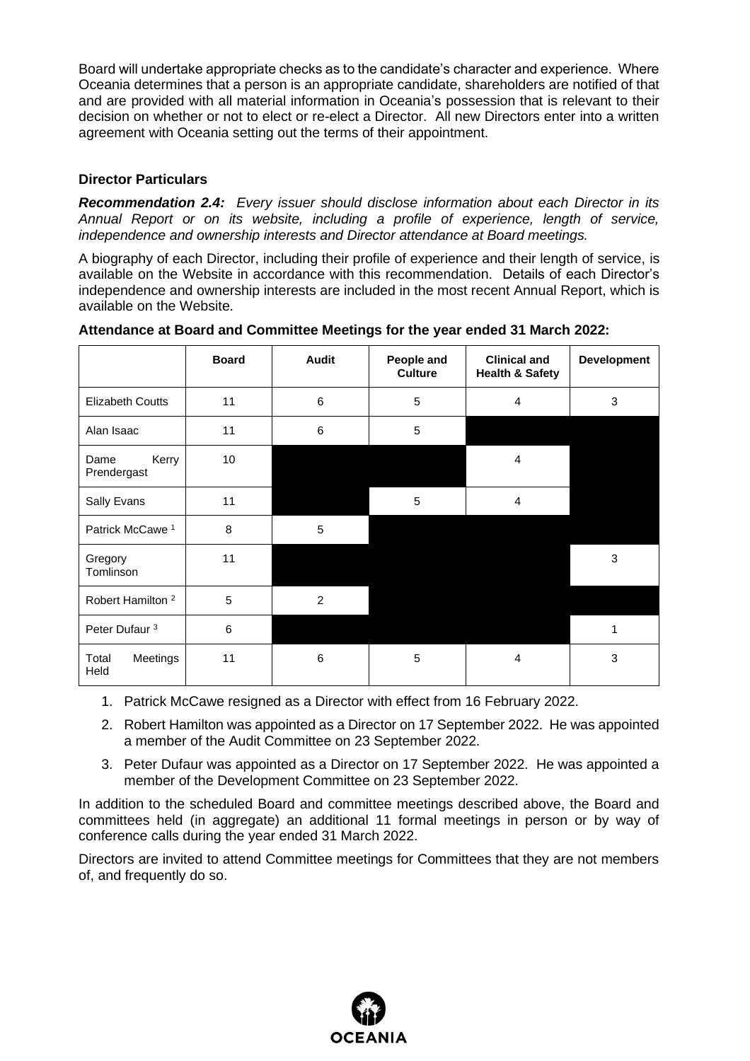Board will undertake appropriate checks as to the candidate's character and experience. Where Oceania determines that a person is an appropriate candidate, shareholders are notified of that and are provided with all material information in Oceania's possession that is relevant to their decision on whether or not to elect or re-elect a Director. All new Directors enter into a written agreement with Oceania setting out the terms of their appointment.

### Director Particulars

***Recommendation 2.4:*** *Every issuer should disclose information about each Director in its Annual Report or on its website, including a profile of experience, length of service, independence and ownership interests and Director attendance at Board meetings.*

A biography of each Director, including their profile of experience and their length of service, is available on the Website in accordance with this recommendation. Details of each Director's independence and ownership interests are included in the most recent Annual Report, which is available on the Website.

**Attendance at Board and Committee Meetings for the year ended 31 March 2022:**

| | Board | Audit | People and Culture | Clinical and Health & Safety | Development |
|---|---|---|---|---|---|
| Elizabeth Coutts | 11 | 6 | 5 | 4 | 3 |
| Alan Isaac | 11 | 6 | 5 | | |
| Dame Kerry Prendergast | 10 | | | 4 | |
| Sally Evans | 11 | | 5 | 4 | |
| Patrick McCawe [1] | 8 | 5 | | | |
| Gregory Tomlinson | 11 | | | | 3 |
| Robert Hamilton [2] | 5 | 2 | | | |
| Peter Dufaur [3] | 6 | | | | 1 |
| Total Meetings Held | 11 | 6 | 5 | 4 | 3 |

1. Patrick McCawe resigned as a Director with effect from 16 February 2022.
2. Robert Hamilton was appointed as a Director on 17 September 2022. He was appointed a member of the Audit Committee on 23 September 2022.
3. Peter Dufaur was appointed as a Director on 17 September 2022. He was appointed a member of the Development Committee on 23 September 2022.

In addition to the scheduled Board and committee meetings described above, the Board and committees held (in aggregate) an additional 11 formal meetings in person or by way of conference calls during the year ended 31 March 2022.

Directors are invited to attend Committee meetings for Committees that they are not members of, and frequently do so.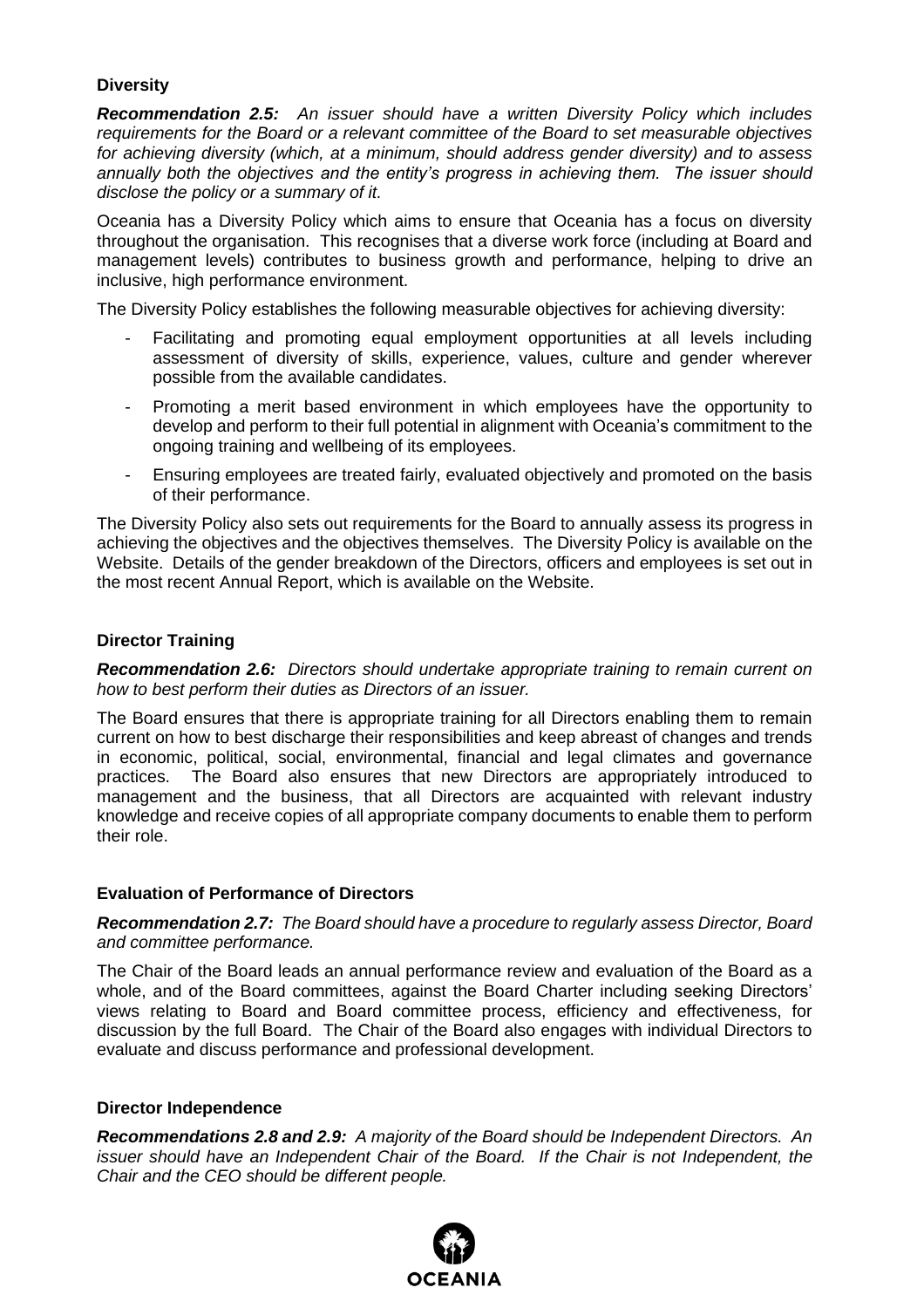**Diversity**

***Recommendation 2.5:*** *An issuer should have a written Diversity Policy which includes requirements for the Board or a relevant committee of the Board to set measurable objectives for achieving diversity (which, at a minimum, should address gender diversity) and to assess annually both the objectives and the entity's progress in achieving them. The issuer should disclose the policy or a summary of it.*

Oceania has a Diversity Policy which aims to ensure that Oceania has a focus on diversity throughout the organisation. This recognises that a diverse work force (including at Board and management levels) contributes to business growth and performance, helping to drive an inclusive, high performance environment.

The Diversity Policy establishes the following measurable objectives for achieving diversity:

- Facilitating and promoting equal employment opportunities at all levels including assessment of diversity of skills, experience, values, culture and gender wherever possible from the available candidates.
- Promoting a merit based environment in which employees have the opportunity to develop and perform to their full potential in alignment with Oceania's commitment to the ongoing training and wellbeing of its employees.
- Ensuring employees are treated fairly, evaluated objectively and promoted on the basis of their performance.

The Diversity Policy also sets out requirements for the Board to annually assess its progress in achieving the objectives and the objectives themselves. The Diversity Policy is available on the Website. Details of the gender breakdown of the Directors, officers and employees is set out in the most recent Annual Report, which is available on the Website.

**Director Training**

***Recommendation 2.6:*** *Directors should undertake appropriate training to remain current on how to best perform their duties as Directors of an issuer.*

The Board ensures that there is appropriate training for all Directors enabling them to remain current on how to best discharge their responsibilities and keep abreast of changes and trends in economic, political, social, environmental, financial and legal climates and governance practices. The Board also ensures that new Directors are appropriately introduced to management and the business, that all Directors are acquainted with relevant industry knowledge and receive copies of all appropriate company documents to enable them to perform their role.

**Evaluation of Performance of Directors**

***Recommendation 2.7:*** *The Board should have a procedure to regularly assess Director, Board and committee performance.*

The Chair of the Board leads an annual performance review and evaluation of the Board as a whole, and of the Board committees, against the Board Charter including seeking Directors' views relating to Board and Board committee process, efficiency and effectiveness, for discussion by the full Board. The Chair of the Board also engages with individual Directors to evaluate and discuss performance and professional development.

**Director Independence**

***Recommendations 2.8 and 2.9:*** *A majority of the Board should be Independent Directors. An issuer should have an Independent Chair of the Board. If the Chair is not Independent, the Chair and the CEO should be different people.*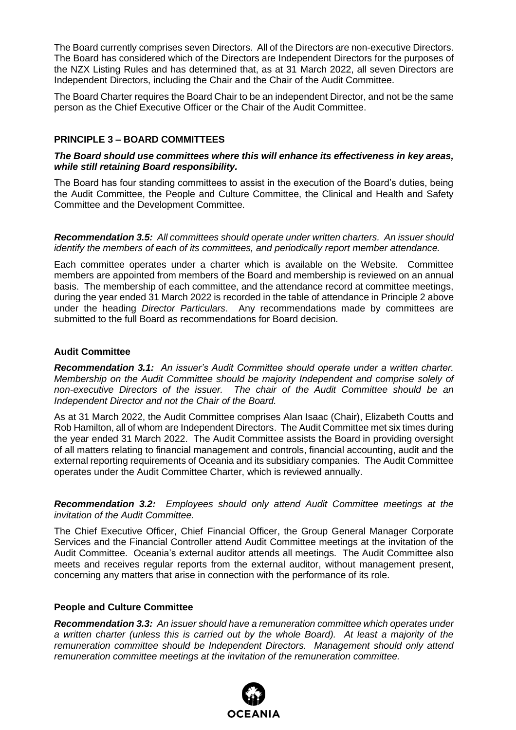The Board currently comprises seven Directors. All of the Directors are non-executive Directors. The Board has considered which of the Directors are Independent Directors for the purposes of the NZX Listing Rules and has determined that, as at 31 March 2022, all seven Directors are Independent Directors, including the Chair and the Chair of the Audit Committee.

The Board Charter requires the Board Chair to be an independent Director, and not be the same person as the Chief Executive Officer or the Chair of the Audit Committee.

## PRINCIPLE 3 – BOARD COMMITTEES

***The Board should use committees where this will enhance its effectiveness in key areas, while still retaining Board responsibility.***

The Board has four standing committees to assist in the execution of the Board's duties, being the Audit Committee, the People and Culture Committee, the Clinical and Health and Safety Committee and the Development Committee.

***Recommendation 3.5:*** *All committees should operate under written charters. An issuer should identify the members of each of its committees, and periodically report member attendance.*

Each committee operates under a charter which is available on the Website. Committee members are appointed from members of the Board and membership is reviewed on an annual basis. The membership of each committee, and the attendance record at committee meetings, during the year ended 31 March 2022 is recorded in the table of attendance in Principle 2 above under the heading *Director Particulars*. Any recommendations made by committees are submitted to the full Board as recommendations for Board decision.

### Audit Committee

***Recommendation 3.1:*** *An issuer's Audit Committee should operate under a written charter. Membership on the Audit Committee should be majority Independent and comprise solely of non-executive Directors of the issuer. The chair of the Audit Committee should be an Independent Director and not the Chair of the Board.*

As at 31 March 2022, the Audit Committee comprises Alan Isaac (Chair), Elizabeth Coutts and Rob Hamilton, all of whom are Independent Directors. The Audit Committee met six times during the year ended 31 March 2022. The Audit Committee assists the Board in providing oversight of all matters relating to financial management and controls, financial accounting, audit and the external reporting requirements of Oceania and its subsidiary companies. The Audit Committee operates under the Audit Committee Charter, which is reviewed annually.

***Recommendation 3.2:*** *Employees should only attend Audit Committee meetings at the invitation of the Audit Committee.*

The Chief Executive Officer, Chief Financial Officer, the Group General Manager Corporate Services and the Financial Controller attend Audit Committee meetings at the invitation of the Audit Committee. Oceania's external auditor attends all meetings. The Audit Committee also meets and receives regular reports from the external auditor, without management present, concerning any matters that arise in connection with the performance of its role.

### People and Culture Committee

***Recommendation 3.3:*** *An issuer should have a remuneration committee which operates under a written charter (unless this is carried out by the whole Board). At least a majority of the remuneration committee should be Independent Directors. Management should only attend remuneration committee meetings at the invitation of the remuneration committee.*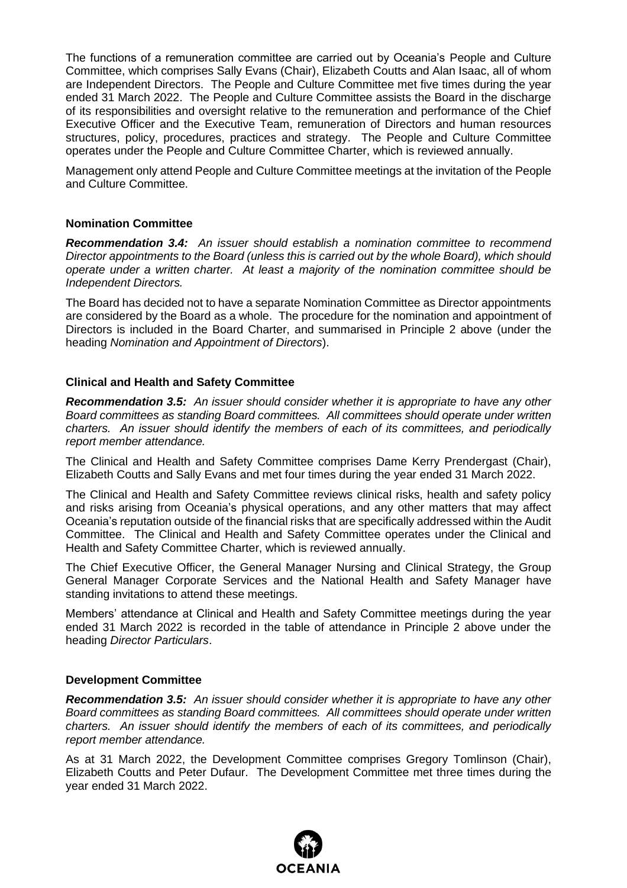The functions of a remuneration committee are carried out by Oceania's People and Culture Committee, which comprises Sally Evans (Chair), Elizabeth Coutts and Alan Isaac, all of whom are Independent Directors. The People and Culture Committee met five times during the year ended 31 March 2022. The People and Culture Committee assists the Board in the discharge of its responsibilities and oversight relative to the remuneration and performance of the Chief Executive Officer and the Executive Team, remuneration of Directors and human resources structures, policy, procedures, practices and strategy. The People and Culture Committee operates under the People and Culture Committee Charter, which is reviewed annually.

Management only attend People and Culture Committee meetings at the invitation of the People and Culture Committee.

**Nomination Committee**

***Recommendation 3.4:*** *An issuer should establish a nomination committee to recommend Director appointments to the Board (unless this is carried out by the whole Board), which should operate under a written charter. At least a majority of the nomination committee should be Independent Directors.*

The Board has decided not to have a separate Nomination Committee as Director appointments are considered by the Board as a whole. The procedure for the nomination and appointment of Directors is included in the Board Charter, and summarised in Principle 2 above (under the heading *Nomination and Appointment of Directors*).

**Clinical and Health and Safety Committee**

***Recommendation 3.5:*** *An issuer should consider whether it is appropriate to have any other Board committees as standing Board committees. All committees should operate under written charters. An issuer should identify the members of each of its committees, and periodically report member attendance.*

The Clinical and Health and Safety Committee comprises Dame Kerry Prendergast (Chair), Elizabeth Coutts and Sally Evans and met four times during the year ended 31 March 2022.

The Clinical and Health and Safety Committee reviews clinical risks, health and safety policy and risks arising from Oceania's physical operations, and any other matters that may affect Oceania's reputation outside of the financial risks that are specifically addressed within the Audit Committee. The Clinical and Health and Safety Committee operates under the Clinical and Health and Safety Committee Charter, which is reviewed annually.

The Chief Executive Officer, the General Manager Nursing and Clinical Strategy, the Group General Manager Corporate Services and the National Health and Safety Manager have standing invitations to attend these meetings.

Members' attendance at Clinical and Health and Safety Committee meetings during the year ended 31 March 2022 is recorded in the table of attendance in Principle 2 above under the heading *Director Particulars*.

**Development Committee**

***Recommendation 3.5:*** *An issuer should consider whether it is appropriate to have any other Board committees as standing Board committees. All committees should operate under written charters. An issuer should identify the members of each of its committees, and periodically report member attendance.*

As at 31 March 2022, the Development Committee comprises Gregory Tomlinson (Chair), Elizabeth Coutts and Peter Dufaur. The Development Committee met three times during the year ended 31 March 2022.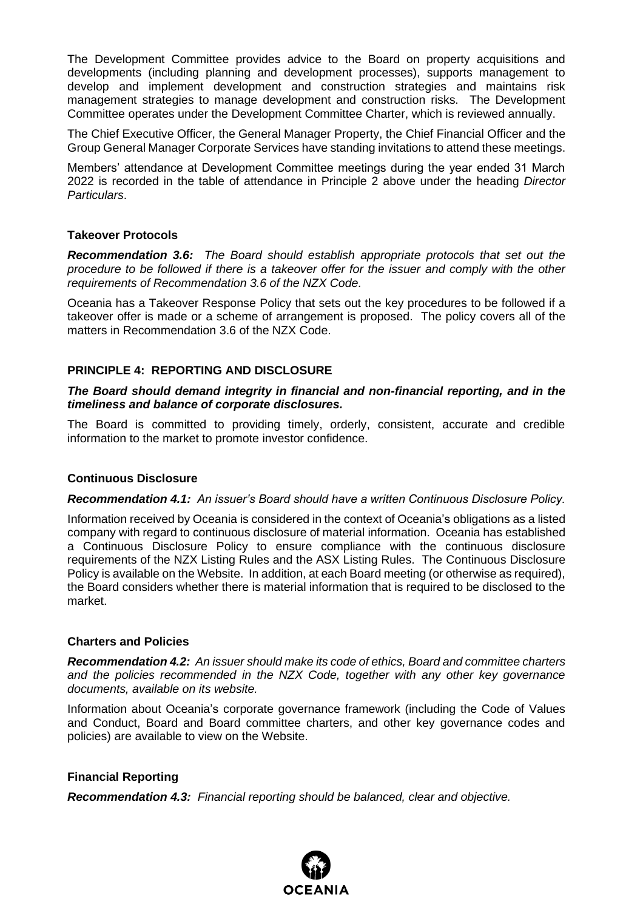The Development Committee provides advice to the Board on property acquisitions and developments (including planning and development processes), supports management to develop and implement development and construction strategies and maintains risk management strategies to manage development and construction risks. The Development Committee operates under the Development Committee Charter, which is reviewed annually.

The Chief Executive Officer, the General Manager Property, the Chief Financial Officer and the Group General Manager Corporate Services have standing invitations to attend these meetings.

Members' attendance at Development Committee meetings during the year ended 31 March 2022 is recorded in the table of attendance in Principle 2 above under the heading *Director Particulars*.

### Takeover Protocols

***Recommendation 3.6:*** *The Board should establish appropriate protocols that set out the procedure to be followed if there is a takeover offer for the issuer and comply with the other requirements of Recommendation 3.6 of the NZX Code.*

Oceania has a Takeover Response Policy that sets out the key procedures to be followed if a takeover offer is made or a scheme of arrangement is proposed. The policy covers all of the matters in Recommendation 3.6 of the NZX Code.

## PRINCIPLE 4: REPORTING AND DISCLOSURE

***The Board should demand integrity in financial and non-financial reporting, and in the timeliness and balance of corporate disclosures.***

The Board is committed to providing timely, orderly, consistent, accurate and credible information to the market to promote investor confidence.

### Continuous Disclosure

***Recommendation 4.1:*** *An issuer's Board should have a written Continuous Disclosure Policy.*

Information received by Oceania is considered in the context of Oceania's obligations as a listed company with regard to continuous disclosure of material information. Oceania has established a Continuous Disclosure Policy to ensure compliance with the continuous disclosure requirements of the NZX Listing Rules and the ASX Listing Rules. The Continuous Disclosure Policy is available on the Website. In addition, at each Board meeting (or otherwise as required), the Board considers whether there is material information that is required to be disclosed to the market.

### Charters and Policies

***Recommendation 4.2:*** *An issuer should make its code of ethics, Board and committee charters and the policies recommended in the NZX Code, together with any other key governance documents, available on its website.*

Information about Oceania's corporate governance framework (including the Code of Values and Conduct, Board and Board committee charters, and other key governance codes and policies) are available to view on the Website.

### Financial Reporting

***Recommendation 4.3:*** *Financial reporting should be balanced, clear and objective.*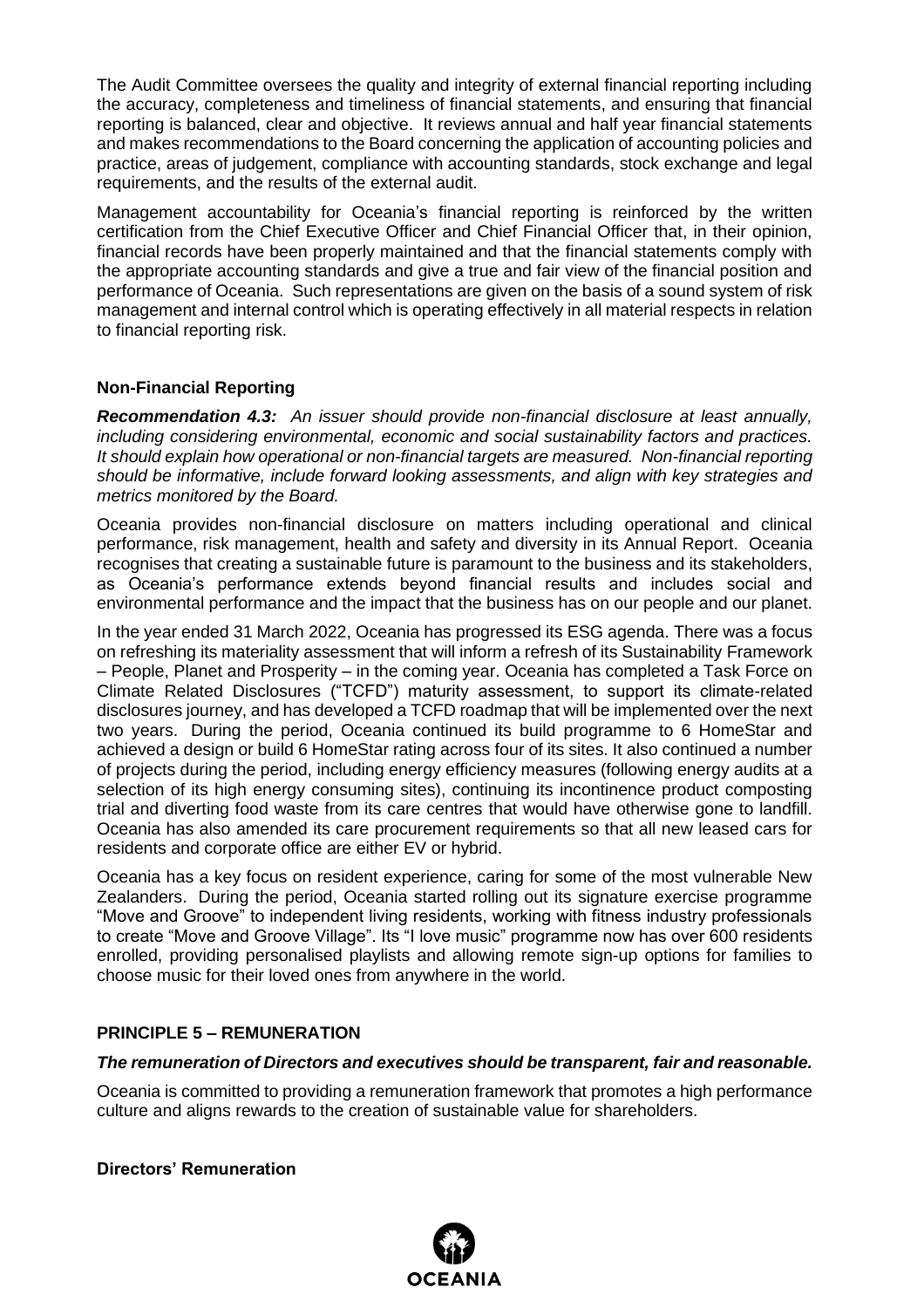The Audit Committee oversees the quality and integrity of external financial reporting including the accuracy, completeness and timeliness of financial statements, and ensuring that financial reporting is balanced, clear and objective. It reviews annual and half year financial statements and makes recommendations to the Board concerning the application of accounting policies and practice, areas of judgement, compliance with accounting standards, stock exchange and legal requirements, and the results of the external audit.

Management accountability for Oceania's financial reporting is reinforced by the written certification from the Chief Executive Officer and Chief Financial Officer that, in their opinion, financial records have been properly maintained and that the financial statements comply with the appropriate accounting standards and give a true and fair view of the financial position and performance of Oceania. Such representations are given on the basis of a sound system of risk management and internal control which is operating effectively in all material respects in relation to financial reporting risk.

### Non-Financial Reporting

***Recommendation 4.3:*** *An issuer should provide non-financial disclosure at least annually, including considering environmental, economic and social sustainability factors and practices. It should explain how operational or non-financial targets are measured. Non-financial reporting should be informative, include forward looking assessments, and align with key strategies and metrics monitored by the Board.*

Oceania provides non-financial disclosure on matters including operational and clinical performance, risk management, health and safety and diversity in its Annual Report. Oceania recognises that creating a sustainable future is paramount to the business and its stakeholders, as Oceania's performance extends beyond financial results and includes social and environmental performance and the impact that the business has on our people and our planet.

In the year ended 31 March 2022, Oceania has progressed its ESG agenda. There was a focus on refreshing its materiality assessment that will inform a refresh of its Sustainability Framework – People, Planet and Prosperity – in the coming year. Oceania has completed a Task Force on Climate Related Disclosures ("TCFD") maturity assessment, to support its climate-related disclosures journey, and has developed a TCFD roadmap that will be implemented over the next two years. During the period, Oceania continued its build programme to 6 HomeStar and achieved a design or build 6 HomeStar rating across four of its sites. It also continued a number of projects during the period, including energy efficiency measures (following energy audits at a selection of its high energy consuming sites), continuing its incontinence product composting trial and diverting food waste from its care centres that would have otherwise gone to landfill. Oceania has also amended its care procurement requirements so that all new leased cars for residents and corporate office are either EV or hybrid.

Oceania has a key focus on resident experience, caring for some of the most vulnerable New Zealanders. During the period, Oceania started rolling out its signature exercise programme "Move and Groove" to independent living residents, working with fitness industry professionals to create "Move and Groove Village". Its "I love music" programme now has over 600 residents enrolled, providing personalised playlists and allowing remote sign-up options for families to choose music for their loved ones from anywhere in the world.

## PRINCIPLE 5 – REMUNERATION

***The remuneration of Directors and executives should be transparent, fair and reasonable.***

Oceania is committed to providing a remuneration framework that promotes a high performance culture and aligns rewards to the creation of sustainable value for shareholders.

### Directors' Remuneration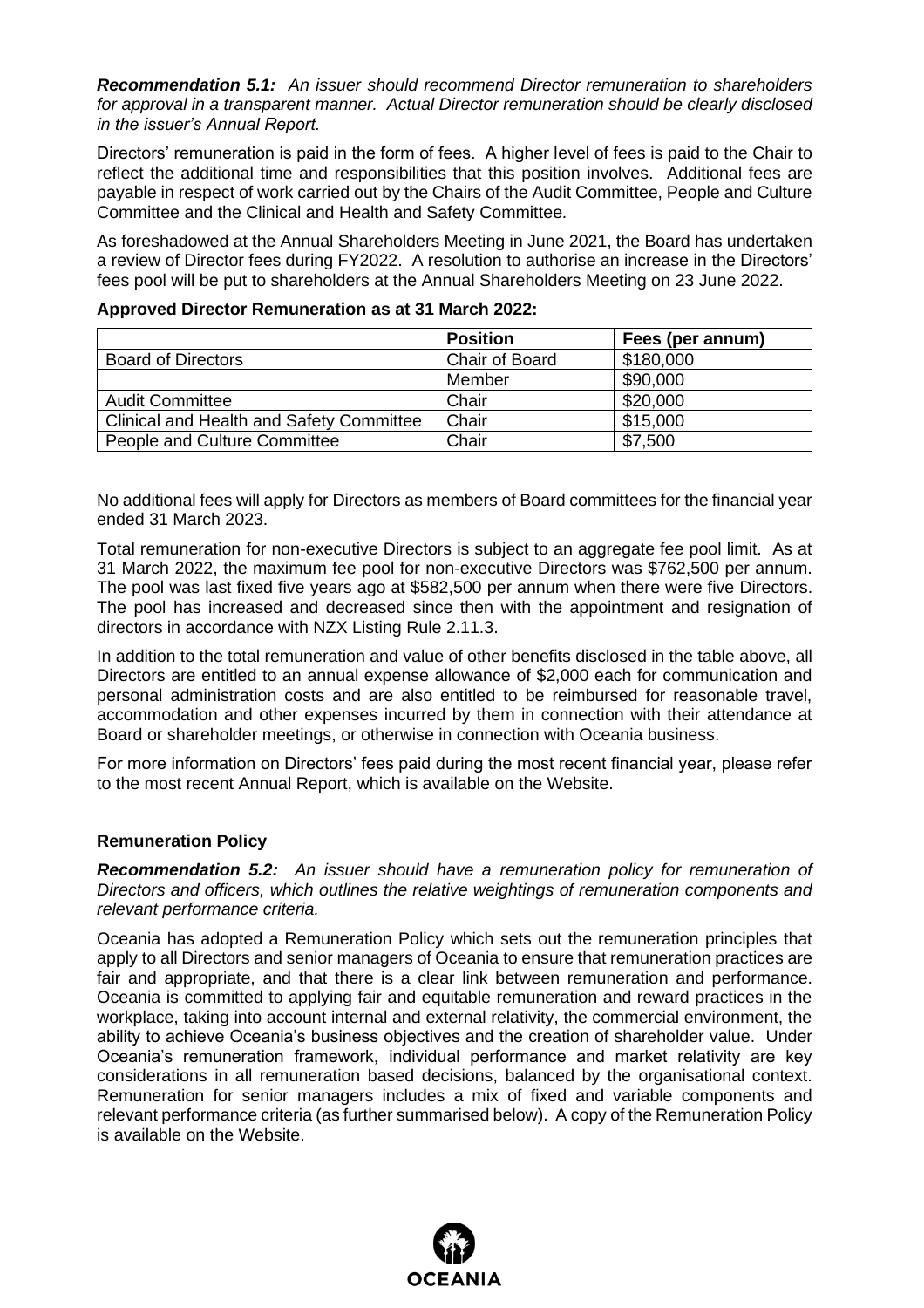***Recommendation 5.1:*** *An issuer should recommend Director remuneration to shareholders for approval in a transparent manner. Actual Director remuneration should be clearly disclosed in the issuer's Annual Report.*

Directors' remuneration is paid in the form of fees. A higher level of fees is paid to the Chair to reflect the additional time and responsibilities that this position involves. Additional fees are payable in respect of work carried out by the Chairs of the Audit Committee, People and Culture Committee and the Clinical and Health and Safety Committee.

As foreshadowed at the Annual Shareholders Meeting in June 2021, the Board has undertaken a review of Director fees during FY2022. A resolution to authorise an increase in the Directors' fees pool will be put to shareholders at the Annual Shareholders Meeting on 23 June 2022.

**Approved Director Remuneration as at 31 March 2022:**

| | Position | Fees (per annum) |
|---|---|---|
| Board of Directors | Chair of Board | $180,000 |
| | Member | $90,000 |
| Audit Committee | Chair | $20,000 |
| Clinical and Health and Safety Committee | Chair | $15,000 |
| People and Culture Committee | Chair | $7,500 |

No additional fees will apply for Directors as members of Board committees for the financial year ended 31 March 2023.

Total remuneration for non-executive Directors is subject to an aggregate fee pool limit. As at 31 March 2022, the maximum fee pool for non-executive Directors was $762,500 per annum. The pool was last fixed five years ago at $582,500 per annum when there were five Directors. The pool has increased and decreased since then with the appointment and resignation of directors in accordance with NZX Listing Rule 2.11.3.

In addition to the total remuneration and value of other benefits disclosed in the table above, all Directors are entitled to an annual expense allowance of $2,000 each for communication and personal administration costs and are also entitled to be reimbursed for reasonable travel, accommodation and other expenses incurred by them in connection with their attendance at Board or shareholder meetings, or otherwise in connection with Oceania business.

For more information on Directors' fees paid during the most recent financial year, please refer to the most recent Annual Report, which is available on the Website.

**Remuneration Policy**

***Recommendation 5.2:*** *An issuer should have a remuneration policy for remuneration of Directors and officers, which outlines the relative weightings of remuneration components and relevant performance criteria.*

Oceania has adopted a Remuneration Policy which sets out the remuneration principles that apply to all Directors and senior managers of Oceania to ensure that remuneration practices are fair and appropriate, and that there is a clear link between remuneration and performance. Oceania is committed to applying fair and equitable remuneration and reward practices in the workplace, taking into account internal and external relativity, the commercial environment, the ability to achieve Oceania's business objectives and the creation of shareholder value. Under Oceania's remuneration framework, individual performance and market relativity are key considerations in all remuneration based decisions, balanced by the organisational context. Remuneration for senior managers includes a mix of fixed and variable components and relevant performance criteria (as further summarised below). A copy of the Remuneration Policy is available on the Website.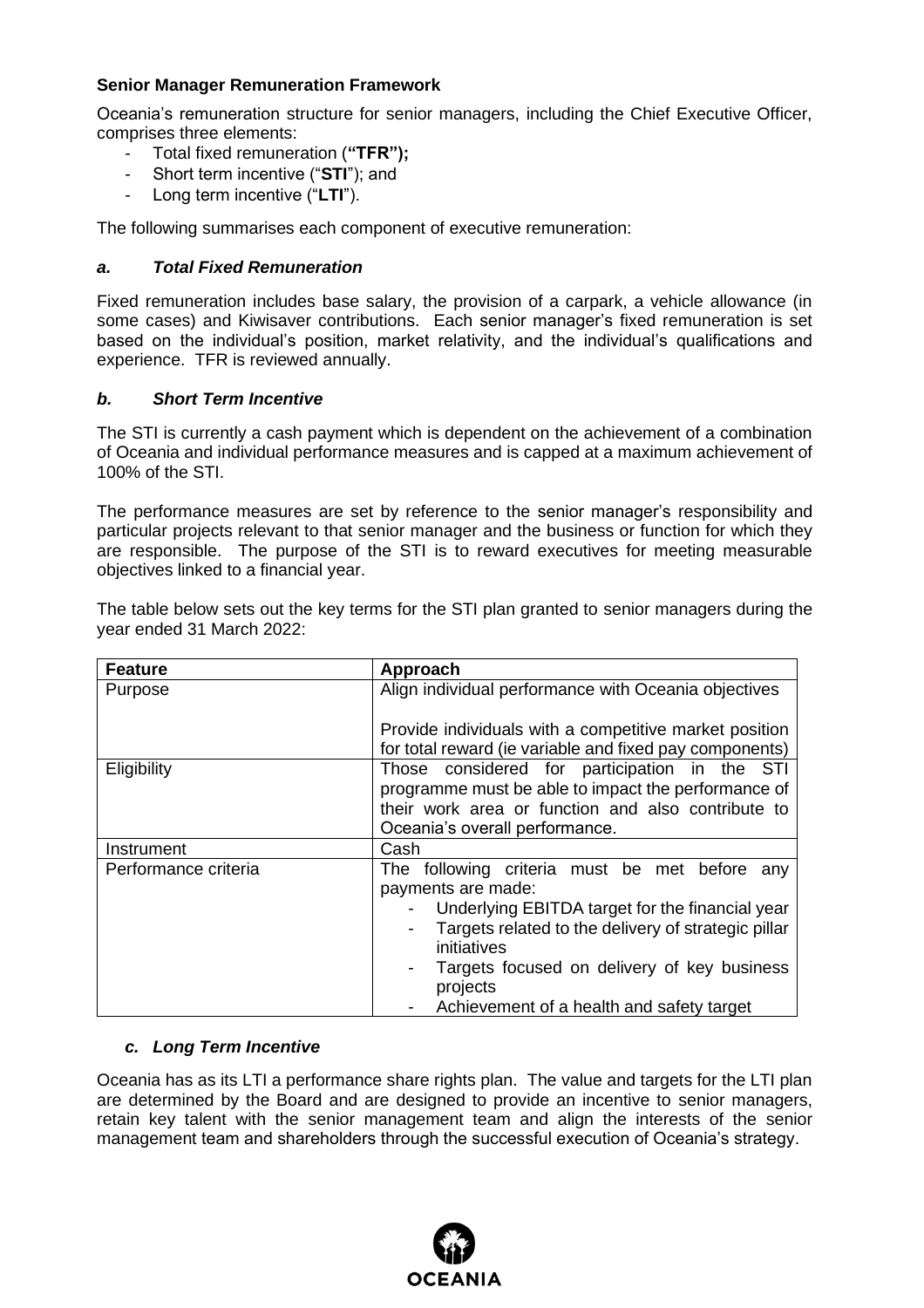**Senior Manager Remuneration Framework**

Oceania's remuneration structure for senior managers, including the Chief Executive Officer, comprises three elements:

- Total fixed remuneration (**"TFR");**
- Short term incentive ("**STI**"); and
- Long term incentive ("**LTI**").

The following summarises each component of executive remuneration:

### *a. Total Fixed Remuneration*

Fixed remuneration includes base salary, the provision of a carpark, a vehicle allowance (in some cases) and Kiwisaver contributions. Each senior manager's fixed remuneration is set based on the individual's position, market relativity, and the individual's qualifications and experience. TFR is reviewed annually.

### *b. Short Term Incentive*

The STI is currently a cash payment which is dependent on the achievement of a combination of Oceania and individual performance measures and is capped at a maximum achievement of 100% of the STI.

The performance measures are set by reference to the senior manager's responsibility and particular projects relevant to that senior manager and the business or function for which they are responsible. The purpose of the STI is to reward executives for meeting measurable objectives linked to a financial year.

The table below sets out the key terms for the STI plan granted to senior managers during the year ended 31 March 2022:

| **Feature** | **Approach** |
|---|---|
| Purpose | Align individual performance with Oceania objectives<br><br>Provide individuals with a competitive market position for total reward (ie variable and fixed pay components) |
| Eligibility | Those considered for participation in the STI programme must be able to impact the performance of their work area or function and also contribute to Oceania's overall performance. |
| Instrument | Cash |
| Performance criteria | The following criteria must be met before any payments are made:<br>- Underlying EBITDA target for the financial year<br>- Targets related to the delivery of strategic pillar initiatives<br>- Targets focused on delivery of key business projects<br>- Achievement of a health and safety target |

### *c. Long Term Incentive*

Oceania has as its LTI a performance share rights plan. The value and targets for the LTI plan are determined by the Board and are designed to provide an incentive to senior managers, retain key talent with the senior management team and align the interests of the senior management team and shareholders through the successful execution of Oceania's strategy.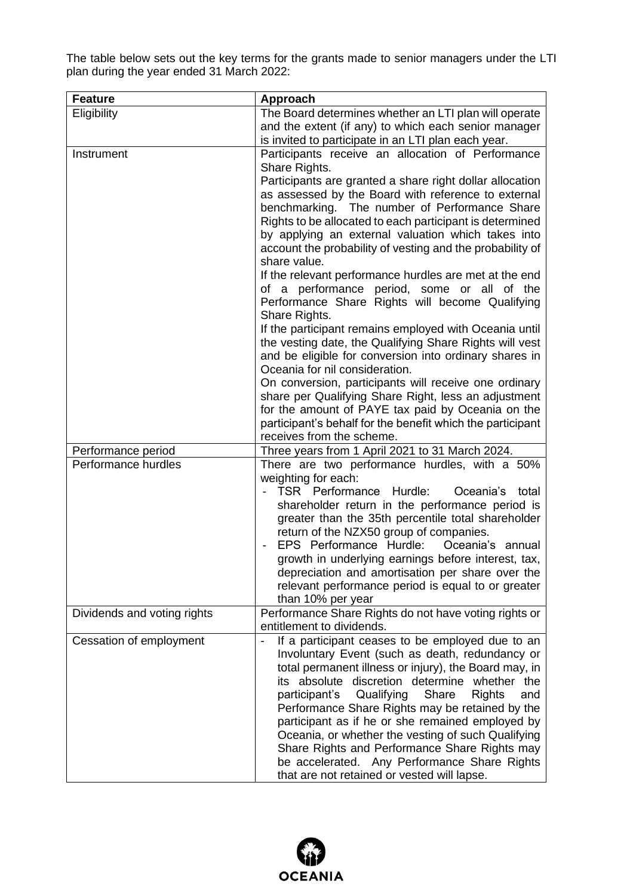The table below sets out the key terms for the grants made to senior managers under the LTI plan during the year ended 31 March 2022:

| Feature | Approach |
|---|---|
| Eligibility | The Board determines whether an LTI plan will operate and the extent (if any) to which each senior manager is invited to participate in an LTI plan each year. |
| Instrument | Participants receive an allocation of Performance Share Rights.<br>Participants are granted a share right dollar allocation as assessed by the Board with reference to external benchmarking. The number of Performance Share Rights to be allocated to each participant is determined by applying an external valuation which takes into account the probability of vesting and the probability of share value.<br>If the relevant performance hurdles are met at the end of a performance period, some or all of the Performance Share Rights will become Qualifying Share Rights.<br>If the participant remains employed with Oceania until the vesting date, the Qualifying Share Rights will vest and be eligible for conversion into ordinary shares in Oceania for nil consideration.<br>On conversion, participants will receive one ordinary share per Qualifying Share Right, less an adjustment for the amount of PAYE tax paid by Oceania on the participant's behalf for the benefit which the participant receives from the scheme. |
| Performance period | Three years from 1 April 2021 to 31 March 2024. |
| Performance hurdles | There are two performance hurdles, with a 50% weighting for each:<br>- TSR Performance Hurdle: Oceania's total shareholder return in the performance period is greater than the 35th percentile total shareholder return of the NZX50 group of companies.<br>- EPS Performance Hurdle: Oceania's annual growth in underlying earnings before interest, tax, depreciation and amortisation per share over the relevant performance period is equal to or greater than 10% per year |
| Dividends and voting rights | Performance Share Rights do not have voting rights or entitlement to dividends. |
| Cessation of employment | - If a participant ceases to be employed due to an Involuntary Event (such as death, redundancy or total permanent illness or injury), the Board may, in its absolute discretion determine whether the participant's Qualifying Share Rights and Performance Share Rights may be retained by the participant as if he or she remained employed by Oceania, or whether the vesting of such Qualifying Share Rights and Performance Share Rights may be accelerated. Any Performance Share Rights that are not retained or vested will lapse. |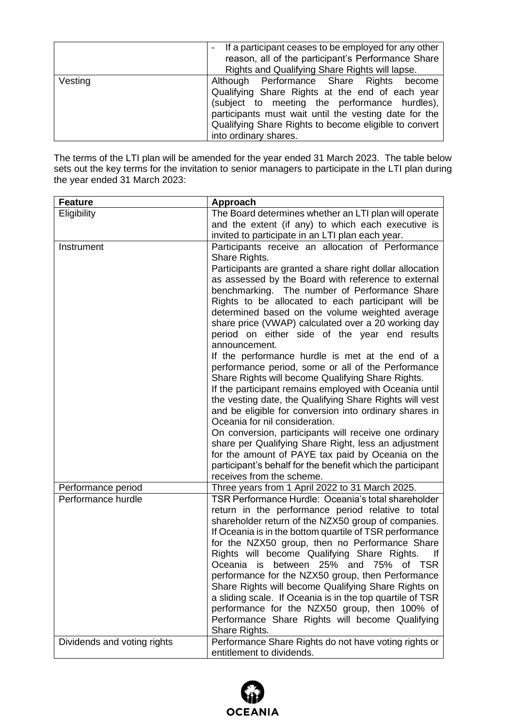| | |
|---|---|
| | - If a participant ceases to be employed for any other reason, all of the participant's Performance Share Rights and Qualifying Share Rights will lapse. |
| Vesting | Although Performance Share Rights become Qualifying Share Rights at the end of each year (subject to meeting the performance hurdles), participants must wait until the vesting date for the Qualifying Share Rights to become eligible to convert into ordinary shares. |

The terms of the LTI plan will be amended for the year ended 31 March 2023. The table below sets out the key terms for the invitation to senior managers to participate in the LTI plan during the year ended 31 March 2023:

| **Feature** | **Approach** |
|---|---|
| Eligibility | The Board determines whether an LTI plan will operate and the extent (if any) to which each executive is invited to participate in an LTI plan each year. |
| Instrument | Participants receive an allocation of Performance Share Rights.<br>Participants are granted a share right dollar allocation as assessed by the Board with reference to external benchmarking. The number of Performance Share Rights to be allocated to each participant will be determined based on the volume weighted average share price (VWAP) calculated over a 20 working day period on either side of the year end results announcement.<br>If the performance hurdle is met at the end of a performance period, some or all of the Performance Share Rights will become Qualifying Share Rights.<br>If the participant remains employed with Oceania until the vesting date, the Qualifying Share Rights will vest and be eligible for conversion into ordinary shares in Oceania for nil consideration.<br>On conversion, participants will receive one ordinary share per Qualifying Share Right, less an adjustment for the amount of PAYE tax paid by Oceania on the participant's behalf for the benefit which the participant receives from the scheme. |
| Performance period | Three years from 1 April 2022 to 31 March 2025. |
| Performance hurdle | TSR Performance Hurdle: Oceania's total shareholder return in the performance period relative to total shareholder return of the NZX50 group of companies. If Oceania is in the bottom quartile of TSR performance for the NZX50 group, then no Performance Share Rights will become Qualifying Share Rights. If Oceania is between 25% and 75% of TSR performance for the NZX50 group, then Performance Share Rights will become Qualifying Share Rights on a sliding scale. If Oceania is in the top quartile of TSR performance for the NZX50 group, then 100% of Performance Share Rights will become Qualifying Share Rights. |
| Dividends and voting rights | Performance Share Rights do not have voting rights or entitlement to dividends. |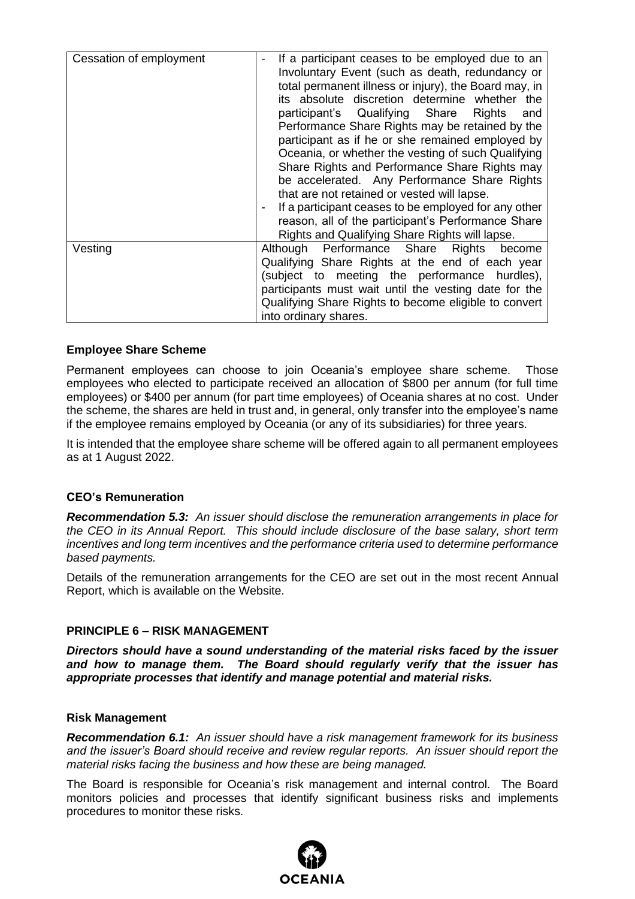| Cessation of employment | - If a participant ceases to be employed due to an Involuntary Event (such as death, redundancy or total permanent illness or injury), the Board may, in its absolute discretion determine whether the participant's Qualifying Share Rights and Performance Share Rights may be retained by the participant as if he or she remained employed by Oceania, or whether the vesting of such Qualifying Share Rights and Performance Share Rights may be accelerated. Any Performance Share Rights that are not retained or vested will lapse.<br>- If a participant ceases to be employed for any other reason, all of the participant's Performance Share Rights and Qualifying Share Rights will lapse. |
|---|---|
| Vesting | Although Performance Share Rights become Qualifying Share Rights at the end of each year (subject to meeting the performance hurdles), participants must wait until the vesting date for the Qualifying Share Rights to become eligible to convert into ordinary shares. |

### Employee Share Scheme

Permanent employees can choose to join Oceania's employee share scheme. Those employees who elected to participate received an allocation of $800 per annum (for full time employees) or $400 per annum (for part time employees) of Oceania shares at no cost. Under the scheme, the shares are held in trust and, in general, only transfer into the employee's name if the employee remains employed by Oceania (or any of its subsidiaries) for three years.

It is intended that the employee share scheme will be offered again to all permanent employees as at 1 August 2022.

### CEO's Remuneration

***Recommendation 5.3:*** *An issuer should disclose the remuneration arrangements in place for the CEO in its Annual Report. This should include disclosure of the base salary, short term incentives and long term incentives and the performance criteria used to determine performance based payments.*

Details of the remuneration arrangements for the CEO are set out in the most recent Annual Report, which is available on the Website.

## PRINCIPLE 6 – RISK MANAGEMENT

***Directors should have a sound understanding of the material risks faced by the issuer and how to manage them. The Board should regularly verify that the issuer has appropriate processes that identify and manage potential and material risks.***

### Risk Management

***Recommendation 6.1:*** *An issuer should have a risk management framework for its business and the issuer's Board should receive and review regular reports. An issuer should report the material risks facing the business and how these are being managed.*

The Board is responsible for Oceania's risk management and internal control. The Board monitors policies and processes that identify significant business risks and implements procedures to monitor these risks.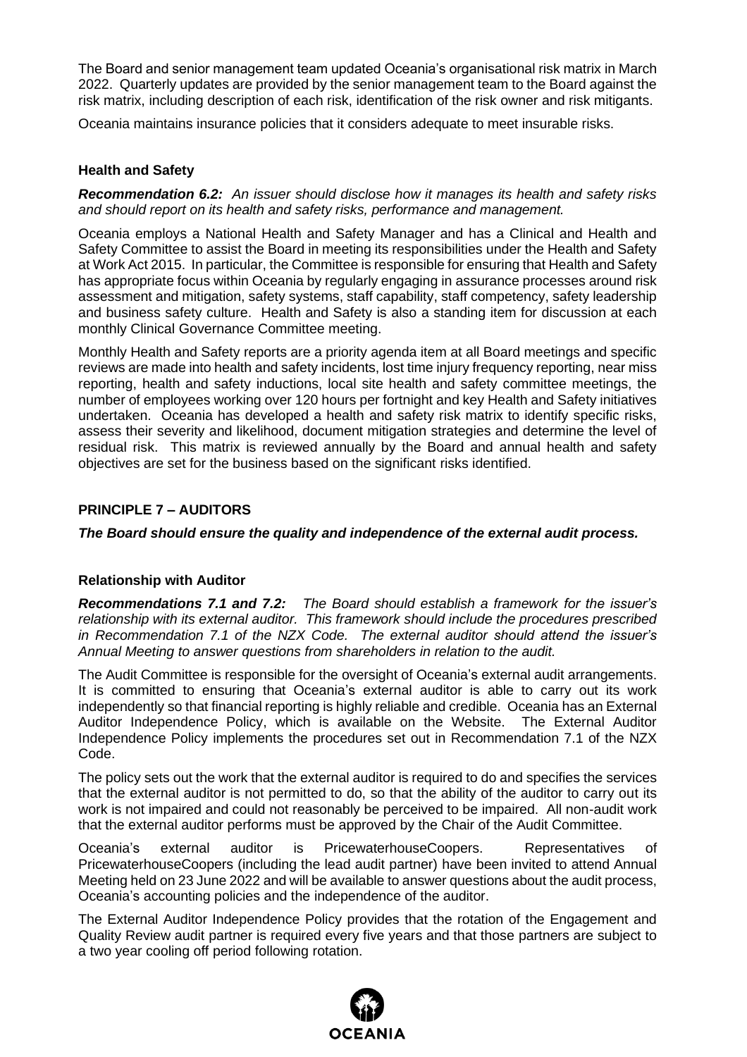The Board and senior management team updated Oceania's organisational risk matrix in March 2022. Quarterly updates are provided by the senior management team to the Board against the risk matrix, including description of each risk, identification of the risk owner and risk mitigants.

Oceania maintains insurance policies that it considers adequate to meet insurable risks.

### Health and Safety

***Recommendation 6.2:*** *An issuer should disclose how it manages its health and safety risks and should report on its health and safety risks, performance and management.*

Oceania employs a National Health and Safety Manager and has a Clinical and Health and Safety Committee to assist the Board in meeting its responsibilities under the Health and Safety at Work Act 2015. In particular, the Committee is responsible for ensuring that Health and Safety has appropriate focus within Oceania by regularly engaging in assurance processes around risk assessment and mitigation, safety systems, staff capability, staff competency, safety leadership and business safety culture. Health and Safety is also a standing item for discussion at each monthly Clinical Governance Committee meeting.

Monthly Health and Safety reports are a priority agenda item at all Board meetings and specific reviews are made into health and safety incidents, lost time injury frequency reporting, near miss reporting, health and safety inductions, local site health and safety committee meetings, the number of employees working over 120 hours per fortnight and key Health and Safety initiatives undertaken. Oceania has developed a health and safety risk matrix to identify specific risks, assess their severity and likelihood, document mitigation strategies and determine the level of residual risk. This matrix is reviewed annually by the Board and annual health and safety objectives are set for the business based on the significant risks identified.

## PRINCIPLE 7 – AUDITORS

***The Board should ensure the quality and independence of the external audit process.***

### Relationship with Auditor

***Recommendations 7.1 and 7.2:*** *The Board should establish a framework for the issuer's relationship with its external auditor. This framework should include the procedures prescribed in Recommendation 7.1 of the NZX Code. The external auditor should attend the issuer's Annual Meeting to answer questions from shareholders in relation to the audit.*

The Audit Committee is responsible for the oversight of Oceania's external audit arrangements. It is committed to ensuring that Oceania's external auditor is able to carry out its work independently so that financial reporting is highly reliable and credible. Oceania has an External Auditor Independence Policy, which is available on the Website. The External Auditor Independence Policy implements the procedures set out in Recommendation 7.1 of the NZX Code.

The policy sets out the work that the external auditor is required to do and specifies the services that the external auditor is not permitted to do, so that the ability of the auditor to carry out its work is not impaired and could not reasonably be perceived to be impaired. All non-audit work that the external auditor performs must be approved by the Chair of the Audit Committee.

Oceania's external auditor is PricewaterhouseCoopers. Representatives of PricewaterhouseCoopers (including the lead audit partner) have been invited to attend Annual Meeting held on 23 June 2022 and will be available to answer questions about the audit process, Oceania's accounting policies and the independence of the auditor.

The External Auditor Independence Policy provides that the rotation of the Engagement and Quality Review audit partner is required every five years and that those partners are subject to a two year cooling off period following rotation.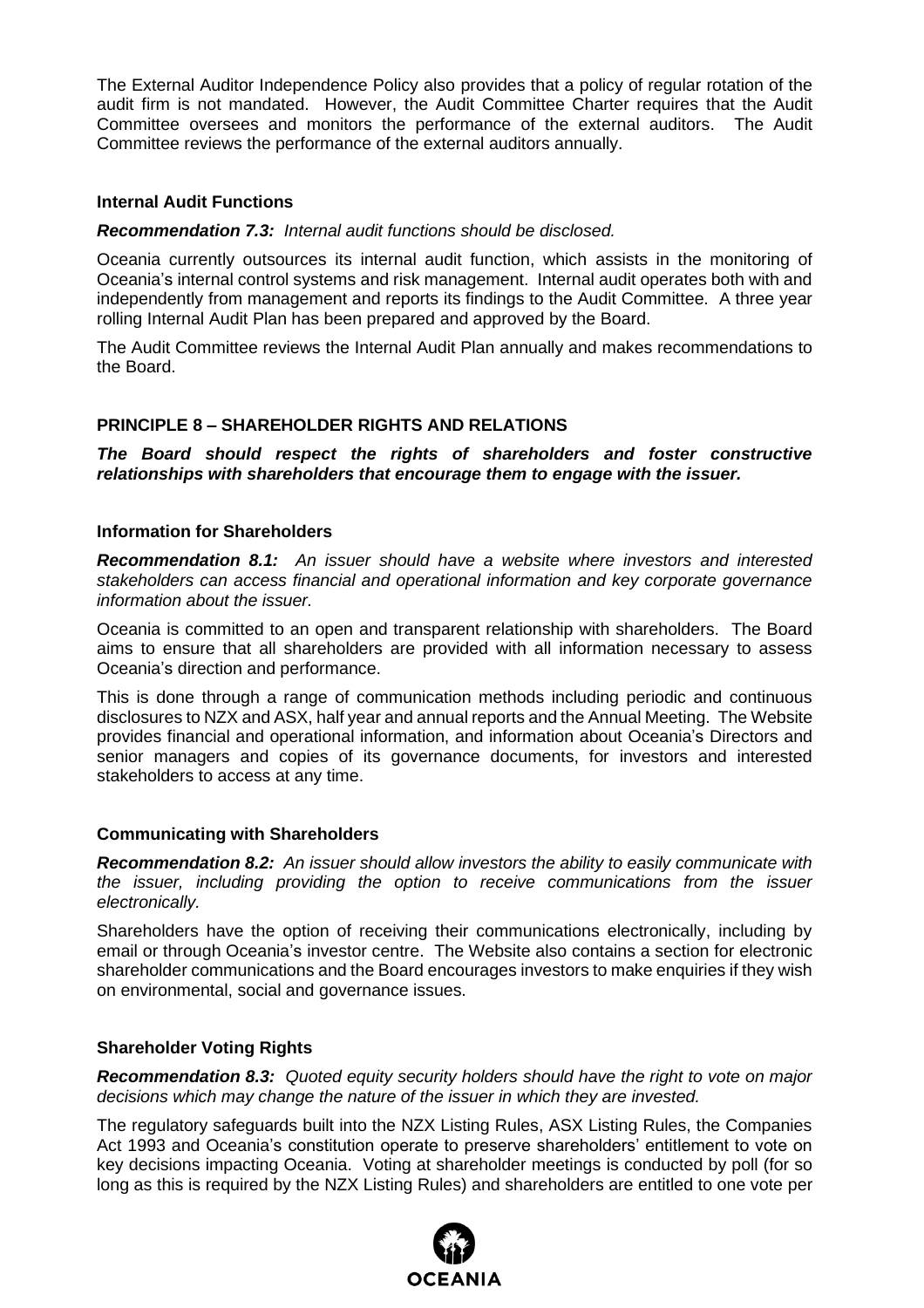The External Auditor Independence Policy also provides that a policy of regular rotation of the audit firm is not mandated. However, the Audit Committee Charter requires that the Audit Committee oversees and monitors the performance of the external auditors. The Audit Committee reviews the performance of the external auditors annually.

### Internal Audit Functions

***Recommendation 7.3:*** *Internal audit functions should be disclosed.*

Oceania currently outsources its internal audit function, which assists in the monitoring of Oceania's internal control systems and risk management. Internal audit operates both with and independently from management and reports its findings to the Audit Committee. A three year rolling Internal Audit Plan has been prepared and approved by the Board.

The Audit Committee reviews the Internal Audit Plan annually and makes recommendations to the Board.

## PRINCIPLE 8 – SHAREHOLDER RIGHTS AND RELATIONS

***The Board should respect the rights of shareholders and foster constructive relationships with shareholders that encourage them to engage with the issuer.***

### Information for Shareholders

***Recommendation 8.1:*** *An issuer should have a website where investors and interested stakeholders can access financial and operational information and key corporate governance information about the issuer.*

Oceania is committed to an open and transparent relationship with shareholders. The Board aims to ensure that all shareholders are provided with all information necessary to assess Oceania's direction and performance.

This is done through a range of communication methods including periodic and continuous disclosures to NZX and ASX, half year and annual reports and the Annual Meeting. The Website provides financial and operational information, and information about Oceania's Directors and senior managers and copies of its governance documents, for investors and interested stakeholders to access at any time.

### Communicating with Shareholders

***Recommendation 8.2:*** *An issuer should allow investors the ability to easily communicate with the issuer, including providing the option to receive communications from the issuer electronically.*

Shareholders have the option of receiving their communications electronically, including by email or through Oceania's investor centre. The Website also contains a section for electronic shareholder communications and the Board encourages investors to make enquiries if they wish on environmental, social and governance issues.

### Shareholder Voting Rights

***Recommendation 8.3:*** *Quoted equity security holders should have the right to vote on major decisions which may change the nature of the issuer in which they are invested.*

The regulatory safeguards built into the NZX Listing Rules, ASX Listing Rules, the Companies Act 1993 and Oceania's constitution operate to preserve shareholders' entitlement to vote on key decisions impacting Oceania. Voting at shareholder meetings is conducted by poll (for so long as this is required by the NZX Listing Rules) and shareholders are entitled to one vote per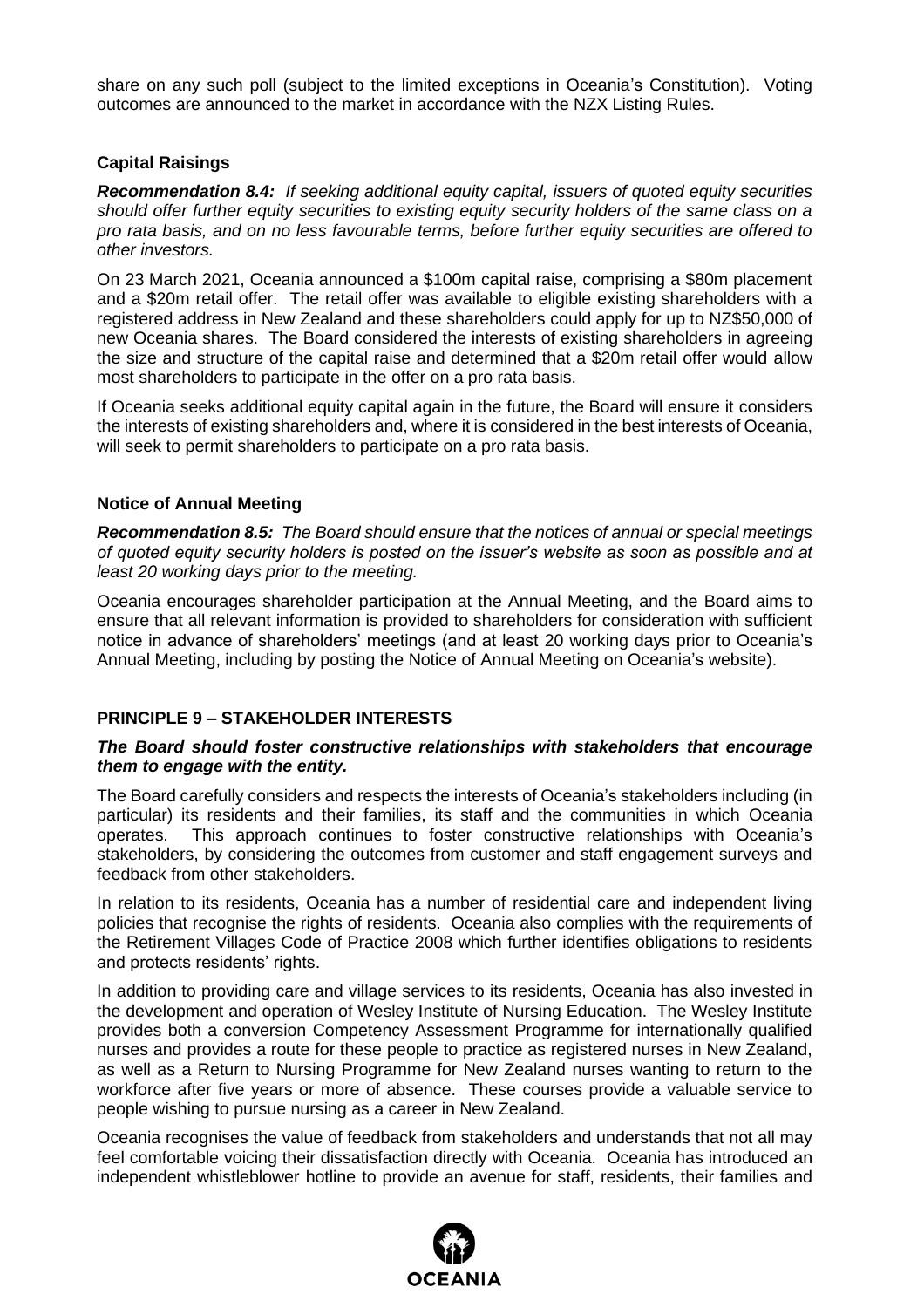share on any such poll (subject to the limited exceptions in Oceania's Constitution). Voting outcomes are announced to the market in accordance with the NZX Listing Rules.

### Capital Raisings

***Recommendation 8.4:*** *If seeking additional equity capital, issuers of quoted equity securities should offer further equity securities to existing equity security holders of the same class on a pro rata basis, and on no less favourable terms, before further equity securities are offered to other investors.*

On 23 March 2021, Oceania announced a $100m capital raise, comprising a $80m placement and a $20m retail offer. The retail offer was available to eligible existing shareholders with a registered address in New Zealand and these shareholders could apply for up to NZ$50,000 of new Oceania shares. The Board considered the interests of existing shareholders in agreeing the size and structure of the capital raise and determined that a $20m retail offer would allow most shareholders to participate in the offer on a pro rata basis.

If Oceania seeks additional equity capital again in the future, the Board will ensure it considers the interests of existing shareholders and, where it is considered in the best interests of Oceania, will seek to permit shareholders to participate on a pro rata basis.

### Notice of Annual Meeting

***Recommendation 8.5:*** *The Board should ensure that the notices of annual or special meetings of quoted equity security holders is posted on the issuer's website as soon as possible and at least 20 working days prior to the meeting.*

Oceania encourages shareholder participation at the Annual Meeting, and the Board aims to ensure that all relevant information is provided to shareholders for consideration with sufficient notice in advance of shareholders' meetings (and at least 20 working days prior to Oceania's Annual Meeting, including by posting the Notice of Annual Meeting on Oceania's website).

## PRINCIPLE 9 – STAKEHOLDER INTERESTS

***The Board should foster constructive relationships with stakeholders that encourage them to engage with the entity.***

The Board carefully considers and respects the interests of Oceania's stakeholders including (in particular) its residents and their families, its staff and the communities in which Oceania operates. This approach continues to foster constructive relationships with Oceania's stakeholders, by considering the outcomes from customer and staff engagement surveys and feedback from other stakeholders.

In relation to its residents, Oceania has a number of residential care and independent living policies that recognise the rights of residents. Oceania also complies with the requirements of the Retirement Villages Code of Practice 2008 which further identifies obligations to residents and protects residents' rights.

In addition to providing care and village services to its residents, Oceania has also invested in the development and operation of Wesley Institute of Nursing Education. The Wesley Institute provides both a conversion Competency Assessment Programme for internationally qualified nurses and provides a route for these people to practice as registered nurses in New Zealand, as well as a Return to Nursing Programme for New Zealand nurses wanting to return to the workforce after five years or more of absence. These courses provide a valuable service to people wishing to pursue nursing as a career in New Zealand.

Oceania recognises the value of feedback from stakeholders and understands that not all may feel comfortable voicing their dissatisfaction directly with Oceania. Oceania has introduced an independent whistleblower hotline to provide an avenue for staff, residents, their families and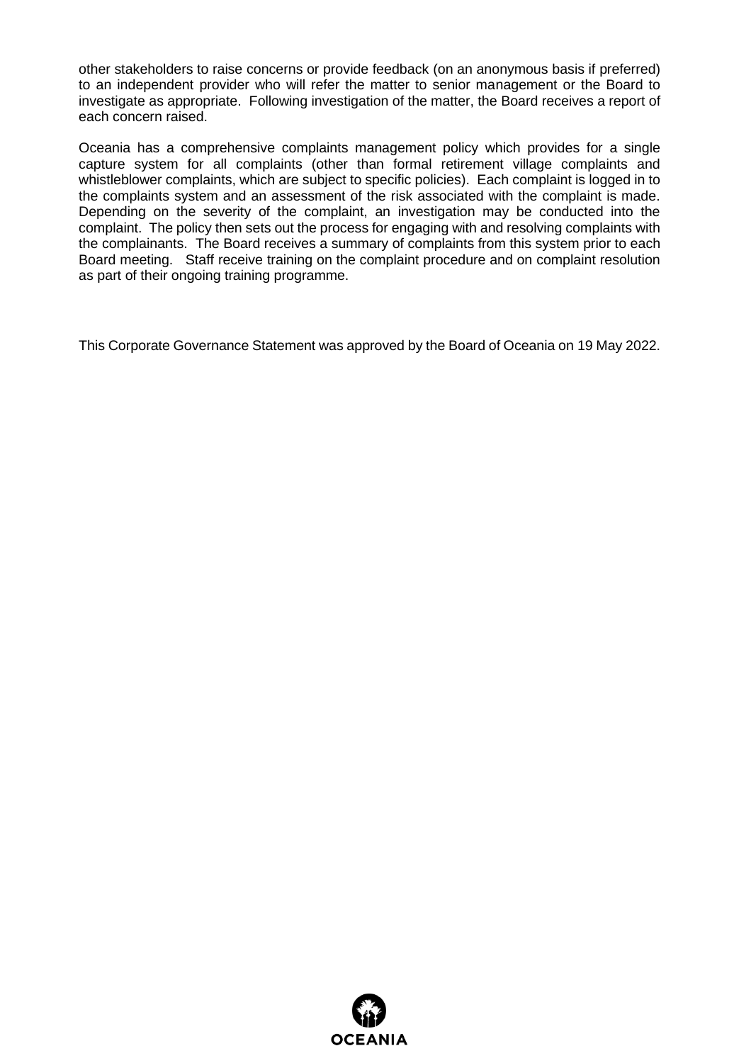other stakeholders to raise concerns or provide feedback (on an anonymous basis if preferred) to an independent provider who will refer the matter to senior management or the Board to investigate as appropriate. Following investigation of the matter, the Board receives a report of each concern raised.

Oceania has a comprehensive complaints management policy which provides for a single capture system for all complaints (other than formal retirement village complaints and whistleblower complaints, which are subject to specific policies). Each complaint is logged in to the complaints system and an assessment of the risk associated with the complaint is made. Depending on the severity of the complaint, an investigation may be conducted into the complaint. The policy then sets out the process for engaging with and resolving complaints with the complainants. The Board receives a summary of complaints from this system prior to each Board meeting. Staff receive training on the complaint procedure and on complaint resolution as part of their ongoing training programme.

This Corporate Governance Statement was approved by the Board of Oceania on 19 May 2022.